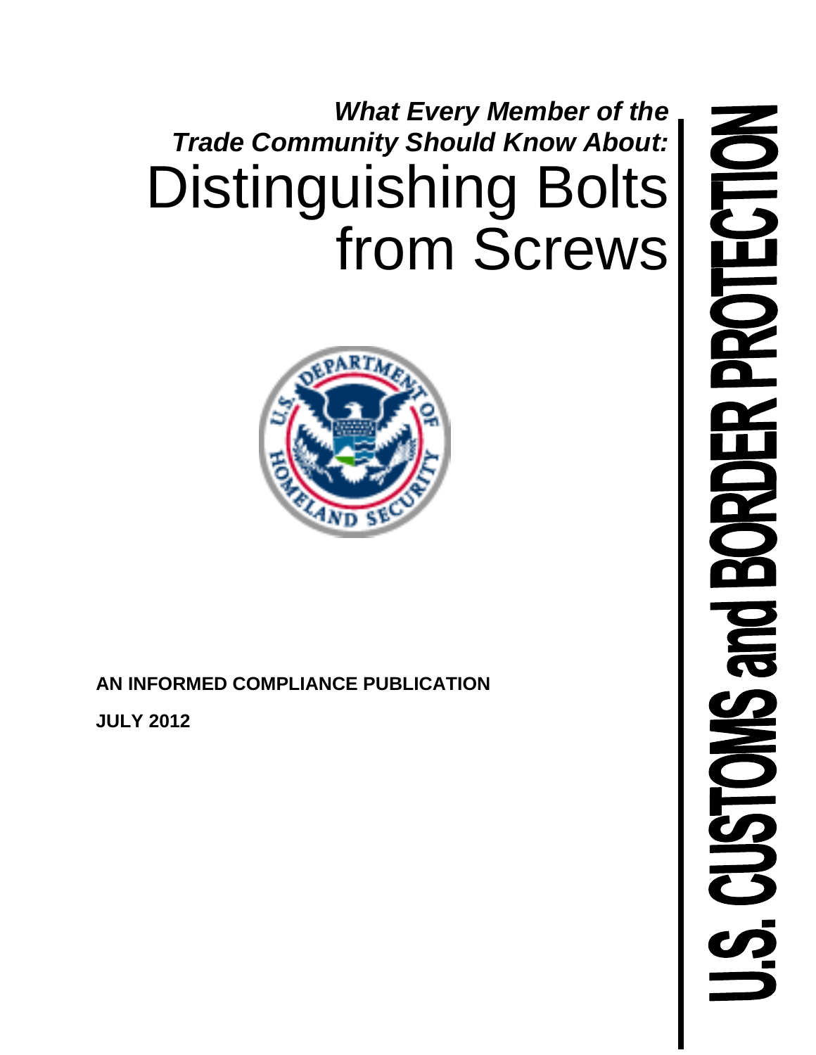***What Every Member of the Trade Community Should Know About:***

# Distinguishing Bolts from Screws

**AN INFORMED COMPLIANCE PUBLICATION**

**JULY 2012**

U.S. CUSTOMS and BORDER PROTECTION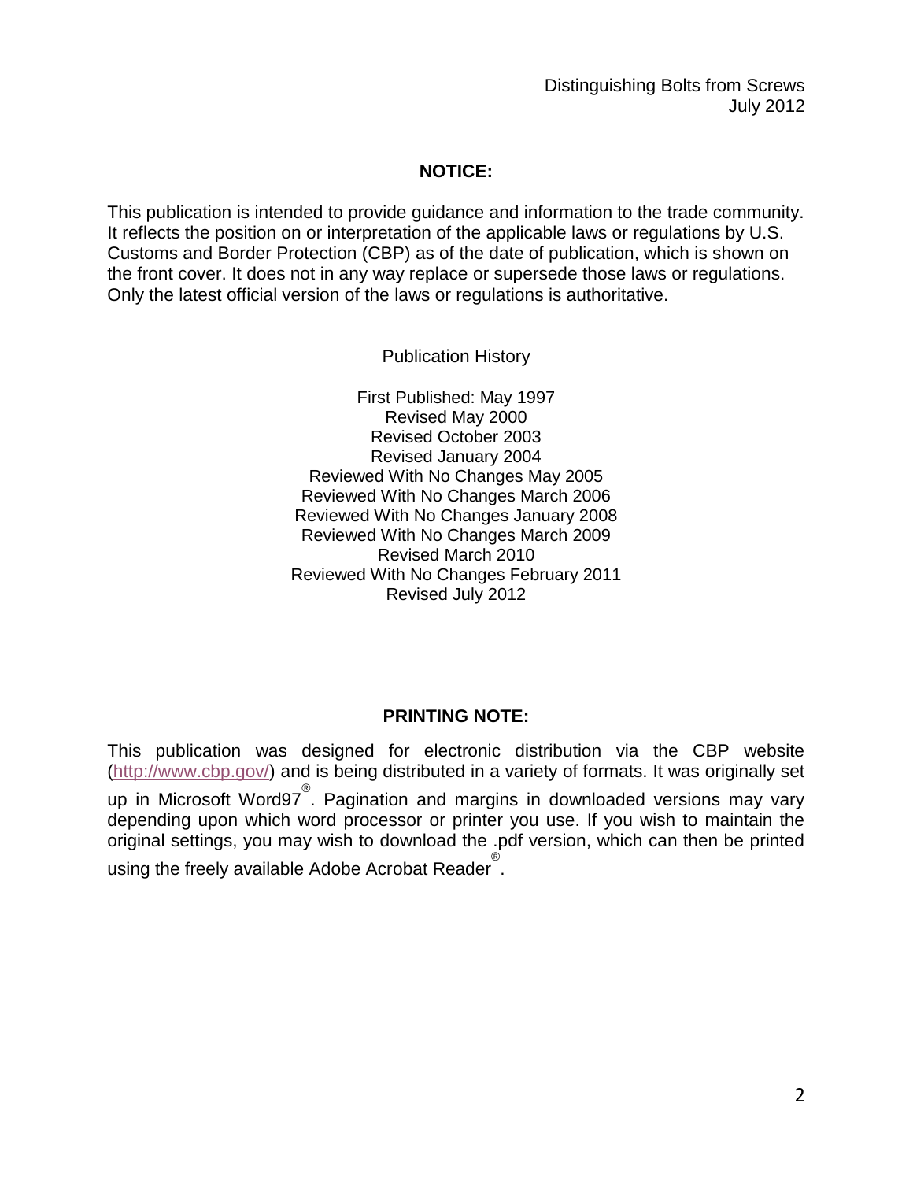## NOTICE:

This publication is intended to provide guidance and information to the trade community. It reflects the position on or interpretation of the applicable laws or regulations by U.S. Customs and Border Protection (CBP) as of the date of publication, which is shown on the front cover. It does not in any way replace or supersede those laws or regulations. Only the latest official version of the laws or regulations is authoritative.

Publication History

First Published: May 1997
Revised May 2000
Revised October 2003
Revised January 2004
Reviewed With No Changes May 2005
Reviewed With No Changes March 2006
Reviewed With No Changes January 2008
Reviewed With No Changes March 2009
Revised March 2010
Reviewed With No Changes February 2011
Revised July 2012

## PRINTING NOTE:

This publication was designed for electronic distribution via the CBP website (http://www.cbp.gov/) and is being distributed in a variety of formats. It was originally set up in Microsoft Word97®. Pagination and margins in downloaded versions may vary depending upon which word processor or printer you use. If you wish to maintain the original settings, you may wish to download the .pdf version, which can then be printed using the freely available Adobe Acrobat Reader®.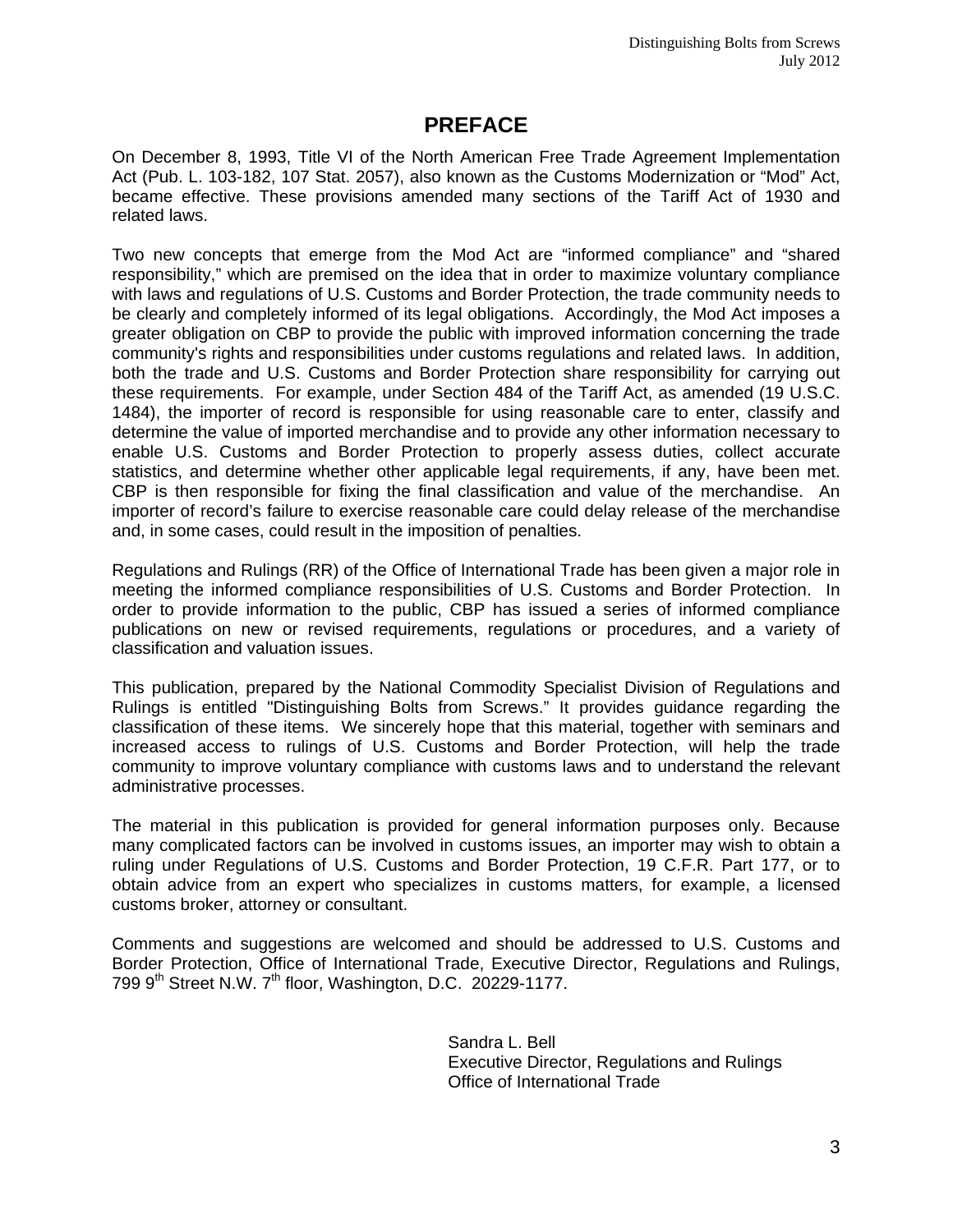# PREFACE

On December 8, 1993, Title VI of the North American Free Trade Agreement Implementation Act (Pub. L. 103-182, 107 Stat. 2057), also known as the Customs Modernization or "Mod" Act, became effective. These provisions amended many sections of the Tariff Act of 1930 and related laws.

Two new concepts that emerge from the Mod Act are "informed compliance" and "shared responsibility," which are premised on the idea that in order to maximize voluntary compliance with laws and regulations of U.S. Customs and Border Protection, the trade community needs to be clearly and completely informed of its legal obligations. Accordingly, the Mod Act imposes a greater obligation on CBP to provide the public with improved information concerning the trade community's rights and responsibilities under customs regulations and related laws. In addition, both the trade and U.S. Customs and Border Protection share responsibility for carrying out these requirements. For example, under Section 484 of the Tariff Act, as amended (19 U.S.C. 1484), the importer of record is responsible for using reasonable care to enter, classify and determine the value of imported merchandise and to provide any other information necessary to enable U.S. Customs and Border Protection to properly assess duties, collect accurate statistics, and determine whether other applicable legal requirements, if any, have been met. CBP is then responsible for fixing the final classification and value of the merchandise. An importer of record's failure to exercise reasonable care could delay release of the merchandise and, in some cases, could result in the imposition of penalties.

Regulations and Rulings (RR) of the Office of International Trade has been given a major role in meeting the informed compliance responsibilities of U.S. Customs and Border Protection. In order to provide information to the public, CBP has issued a series of informed compliance publications on new or revised requirements, regulations or procedures, and a variety of classification and valuation issues.

This publication, prepared by the National Commodity Specialist Division of Regulations and Rulings is entitled "Distinguishing Bolts from Screws." It provides guidance regarding the classification of these items. We sincerely hope that this material, together with seminars and increased access to rulings of U.S. Customs and Border Protection, will help the trade community to improve voluntary compliance with customs laws and to understand the relevant administrative processes.

The material in this publication is provided for general information purposes only. Because many complicated factors can be involved in customs issues, an importer may wish to obtain a ruling under Regulations of U.S. Customs and Border Protection, 19 C.F.R. Part 177, or to obtain advice from an expert who specializes in customs matters, for example, a licensed customs broker, attorney or consultant.

Comments and suggestions are welcomed and should be addressed to U.S. Customs and Border Protection, Office of International Trade, Executive Director, Regulations and Rulings, 799 9th Street N.W. 7th floor, Washington, D.C. 20229-1177.

Sandra L. Bell
Executive Director, Regulations and Rulings
Office of International Trade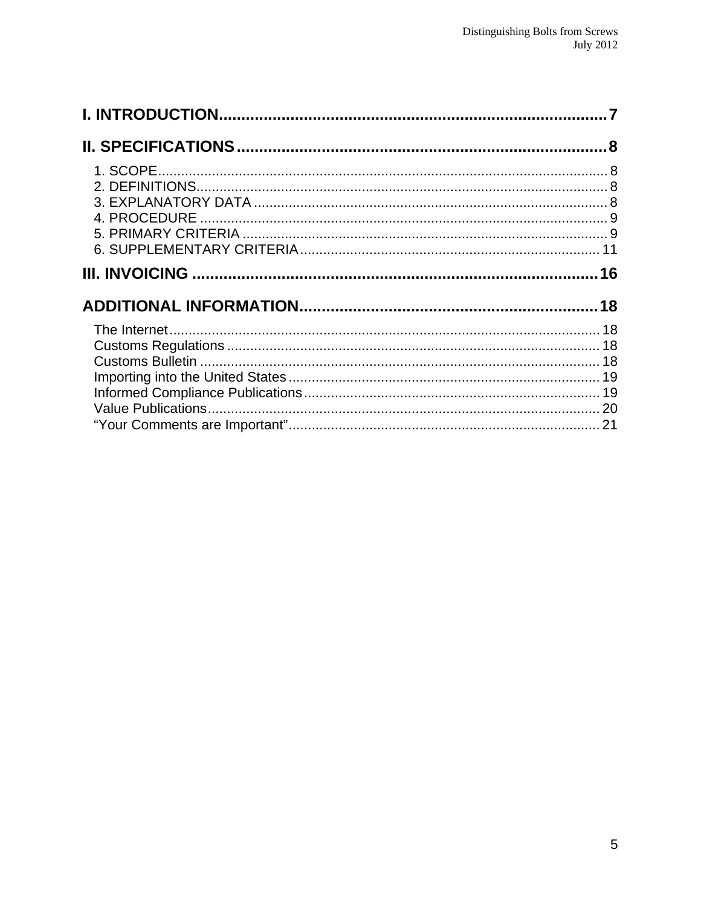I. INTRODUCTION........................................................................................7

II. SPECIFICATIONS.................................................................................8

- 1. SCOPE....................................................................................................8
- 2. DEFINITIONS..........................................................................................8
- 3. EXPLANATORY DATA ............................................................................8
- 4. PROCEDURE ..........................................................................................9
- 5. PRIMARY CRITERIA ..............................................................................9
- 6. SUPPLEMENTARY CRITERIA..............................................................11

III. INVOICING ..........................................................................................16

ADDITIONAL INFORMATION...................................................................18

- The Internet..............................................................................................18
- Customs Regulations ................................................................................18
- Customs Bulletin ......................................................................................18
- Importing into the United States ................................................................19
- Informed Compliance Publications.............................................................19
- Value Publications.....................................................................................20
- "Your Comments are Important"................................................................21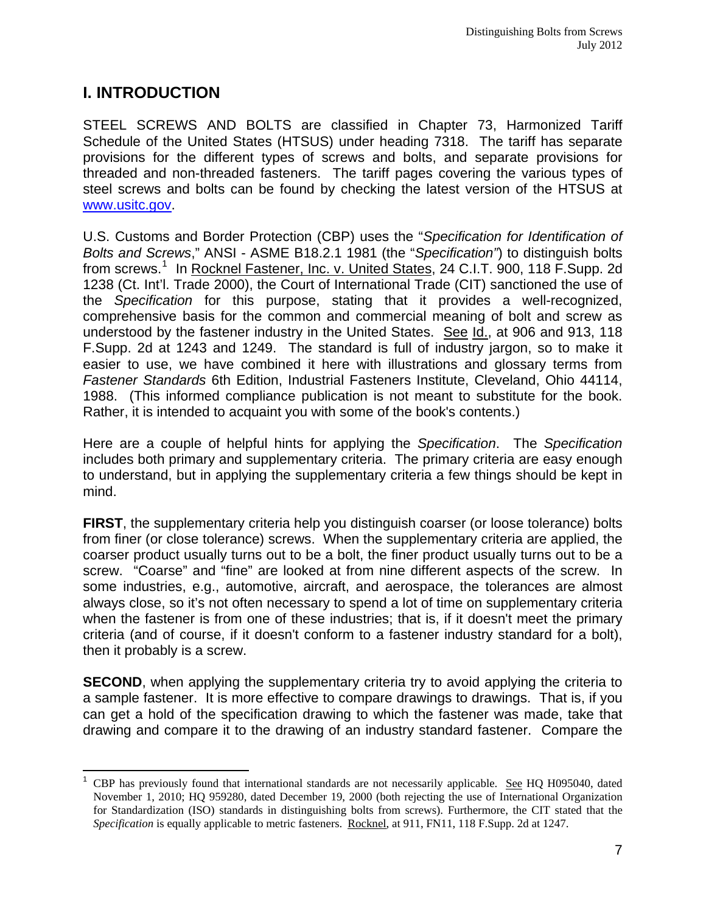# I. INTRODUCTION

STEEL SCREWS AND BOLTS are classified in Chapter 73, Harmonized Tariff Schedule of the United States (HTSUS) under heading 7318. The tariff has separate provisions for the different types of screws and bolts, and separate provisions for threaded and non-threaded fasteners. The tariff pages covering the various types of steel screws and bolts can be found by checking the latest version of the HTSUS at www.usitc.gov.

U.S. Customs and Border Protection (CBP) uses the "*Specification for Identification of Bolts and Screws*," ANSI - ASME B18.2.1 1981 (the "*Specification*") to distinguish bolts from screws.[1] In Rocknel Fastener, Inc. v. United States, 24 C.I.T. 900, 118 F.Supp. 2d 1238 (Ct. Int'l. Trade 2000), the Court of International Trade (CIT) sanctioned the use of the *Specification* for this purpose, stating that it provides a well-recognized, comprehensive basis for the common and commercial meaning of bolt and screw as understood by the fastener industry in the United States. See Id., at 906 and 913, 118 F.Supp. 2d at 1243 and 1249. The standard is full of industry jargon, so to make it easier to use, we have combined it here with illustrations and glossary terms from *Fastener Standards* 6th Edition, Industrial Fasteners Institute, Cleveland, Ohio 44114, 1988. (This informed compliance publication is not meant to substitute for the book. Rather, it is intended to acquaint you with some of the book's contents.)

Here are a couple of helpful hints for applying the *Specification*. The *Specification* includes both primary and supplementary criteria. The primary criteria are easy enough to understand, but in applying the supplementary criteria a few things should be kept in mind.

**FIRST**, the supplementary criteria help you distinguish coarser (or loose tolerance) bolts from finer (or close tolerance) screws. When the supplementary criteria are applied, the coarser product usually turns out to be a bolt, the finer product usually turns out to be a screw. "Coarse" and "fine" are looked at from nine different aspects of the screw. In some industries, e.g., automotive, aircraft, and aerospace, the tolerances are almost always close, so it's not often necessary to spend a lot of time on supplementary criteria when the fastener is from one of these industries; that is, if it doesn't meet the primary criteria (and of course, if it doesn't conform to a fastener industry standard for a bolt), then it probably is a screw.

**SECOND**, when applying the supplementary criteria try to avoid applying the criteria to a sample fastener. It is more effective to compare drawings to drawings. That is, if you can get a hold of the specification drawing to which the fastener was made, take that drawing and compare it to the drawing of an industry standard fastener. Compare the

[1] CBP has previously found that international standards are not necessarily applicable. See HQ H095040, dated November 1, 2010; HQ 959280, dated December 19, 2000 (both rejecting the use of International Organization for Standardization (ISO) standards in distinguishing bolts from screws). Furthermore, the CIT stated that the *Specification* is equally applicable to metric fasteners. Rocknel, at 911, FN11, 118 F.Supp. 2d at 1247.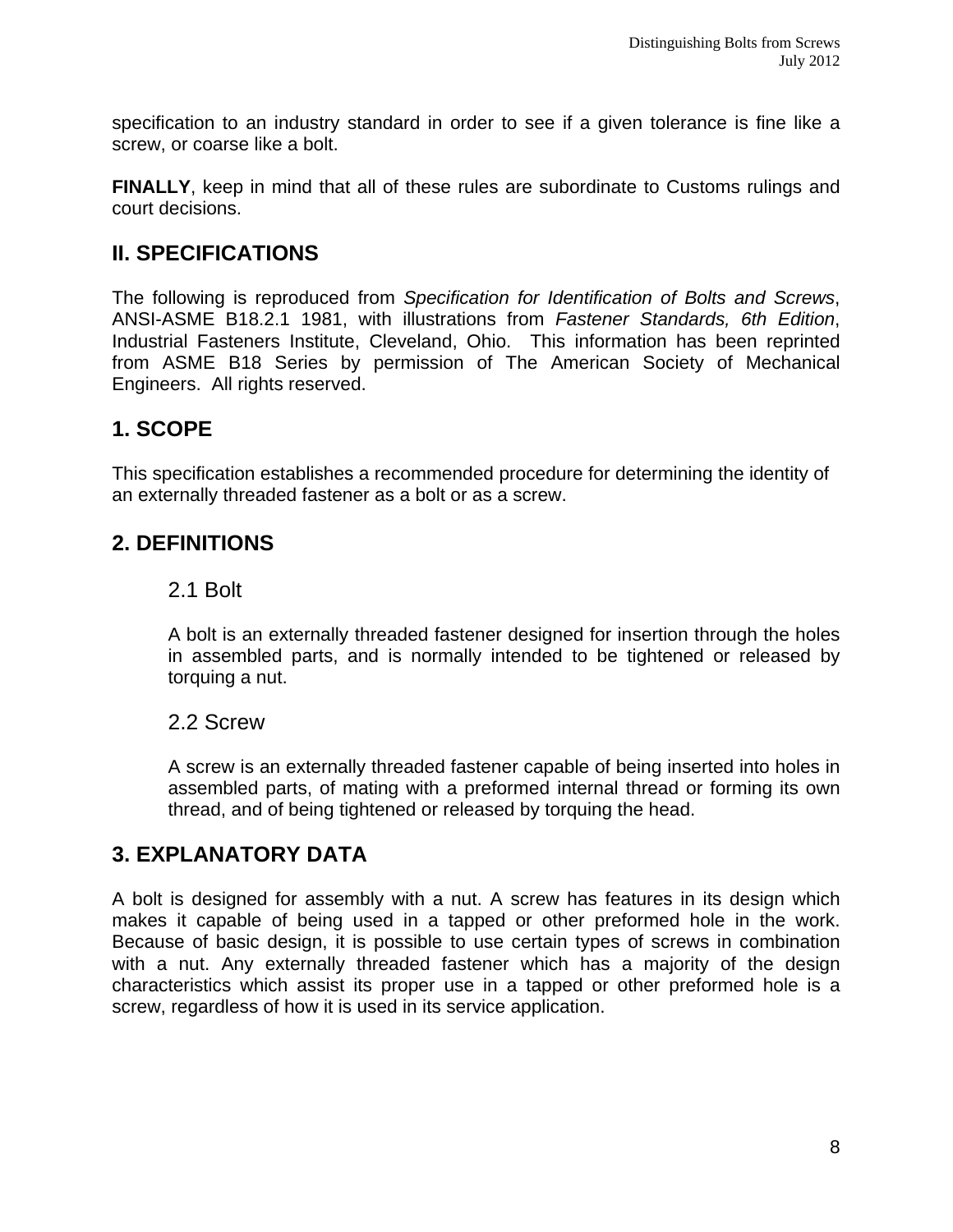specification to an industry standard in order to see if a given tolerance is fine like a screw, or coarse like a bolt.

**FINALLY**, keep in mind that all of these rules are subordinate to Customs rulings and court decisions.

## II. SPECIFICATIONS

The following is reproduced from *Specification for Identification of Bolts and Screws*, ANSI-ASME B18.2.1 1981, with illustrations from *Fastener Standards, 6th Edition*, Industrial Fasteners Institute, Cleveland, Ohio. This information has been reprinted from ASME B18 Series by permission of The American Society of Mechanical Engineers. All rights reserved.

## 1. SCOPE

This specification establishes a recommended procedure for determining the identity of an externally threaded fastener as a bolt or as a screw.

## 2. DEFINITIONS

### 2.1 Bolt

A bolt is an externally threaded fastener designed for insertion through the holes in assembled parts, and is normally intended to be tightened or released by torquing a nut.

### 2.2 Screw

A screw is an externally threaded fastener capable of being inserted into holes in assembled parts, of mating with a preformed internal thread or forming its own thread, and of being tightened or released by torquing the head.

## 3. EXPLANATORY DATA

A bolt is designed for assembly with a nut. A screw has features in its design which makes it capable of being used in a tapped or other preformed hole in the work. Because of basic design, it is possible to use certain types of screws in combination with a nut. Any externally threaded fastener which has a majority of the design characteristics which assist its proper use in a tapped or other preformed hole is a screw, regardless of how it is used in its service application.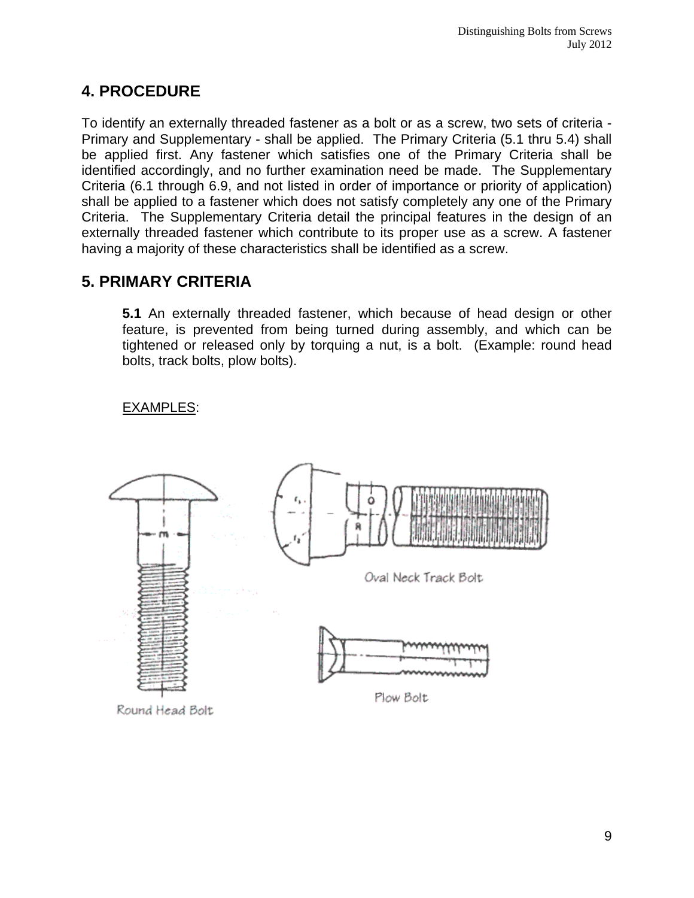## 4. PROCEDURE

To identify an externally threaded fastener as a bolt or as a screw, two sets of criteria - Primary and Supplementary - shall be applied. The Primary Criteria (5.1 thru 5.4) shall be applied first. Any fastener which satisfies one of the Primary Criteria shall be identified accordingly, and no further examination need be made. The Supplementary Criteria (6.1 through 6.9, and not listed in order of importance or priority of application) shall be applied to a fastener which does not satisfy completely any one of the Primary Criteria. The Supplementary Criteria detail the principal features in the design of an externally threaded fastener which contribute to its proper use as a screw. A fastener having a majority of these characteristics shall be identified as a screw.

## 5. PRIMARY CRITERIA

**5.1** An externally threaded fastener, which because of head design or other feature, is prevented from being turned during assembly, and which can be tightened or released only by torquing a nut, is a bolt. (Example: round head bolts, track bolts, plow bolts).

EXAMPLES:

Round Head Bolt

Oval Neck Track Bolt

Plow Bolt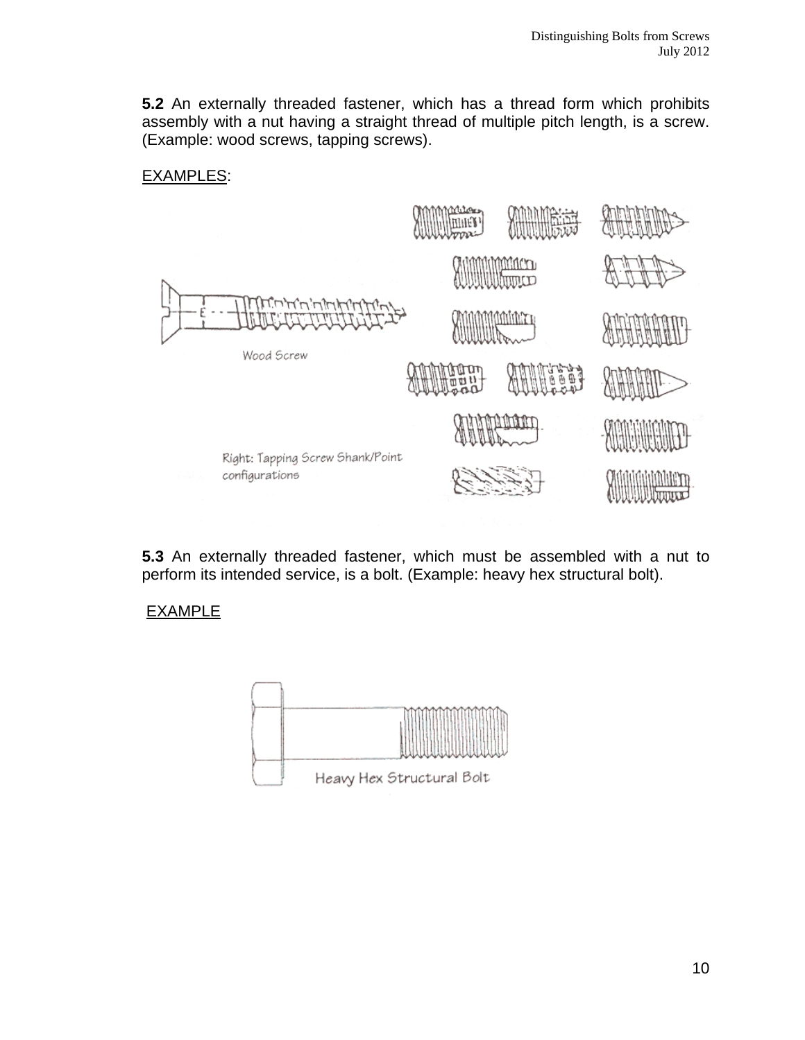**5.2** An externally threaded fastener, which has a thread form which prohibits assembly with a nut having a straight thread of multiple pitch length, is a screw. (Example: wood screws, tapping screws).

EXAMPLES:

Wood Screw

Right: Tapping Screw Shank/Point configurations

**5.3** An externally threaded fastener, which must be assembled with a nut to perform its intended service, is a bolt. (Example: heavy hex structural bolt).

EXAMPLE

Heavy Hex Structural Bolt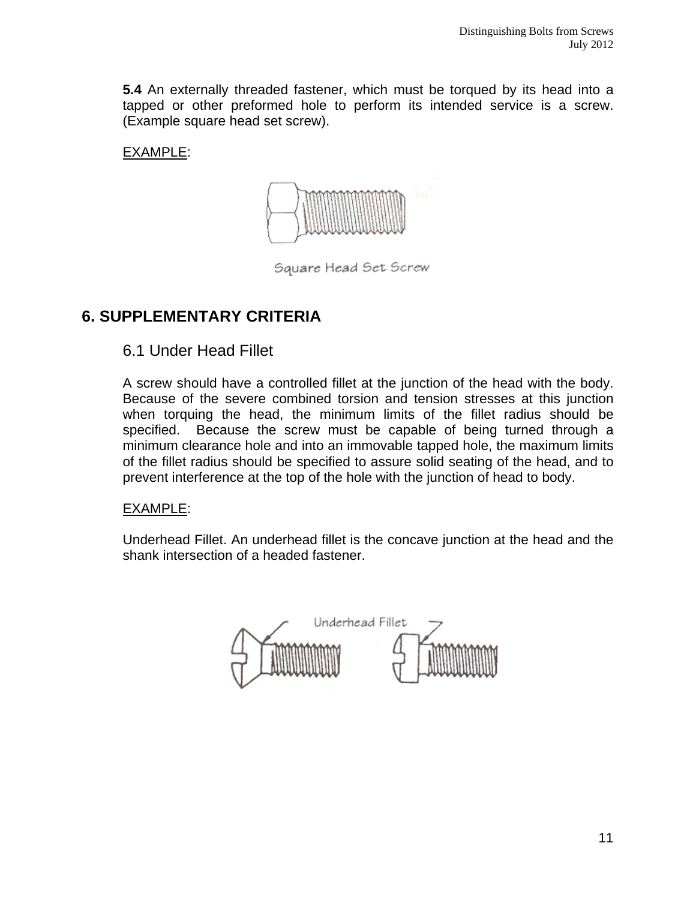**5.4** An externally threaded fastener, which must be torqued by its head into a tapped or other preformed hole to perform its intended service is a screw. (Example square head set screw).

EXAMPLE:

Square Head Set Screw

## 6. SUPPLEMENTARY CRITERIA

### 6.1 Under Head Fillet

A screw should have a controlled fillet at the junction of the head with the body. Because of the severe combined torsion and tension stresses at this junction when torquing the head, the minimum limits of the fillet radius should be specified. Because the screw must be capable of being turned through a minimum clearance hole and into an immovable tapped hole, the maximum limits of the fillet radius should be specified to assure solid seating of the head, and to prevent interference at the top of the hole with the junction of head to body.

EXAMPLE:

Underhead Fillet. An underhead fillet is the concave junction at the head and the shank intersection of a headed fastener.

Underhead Fillet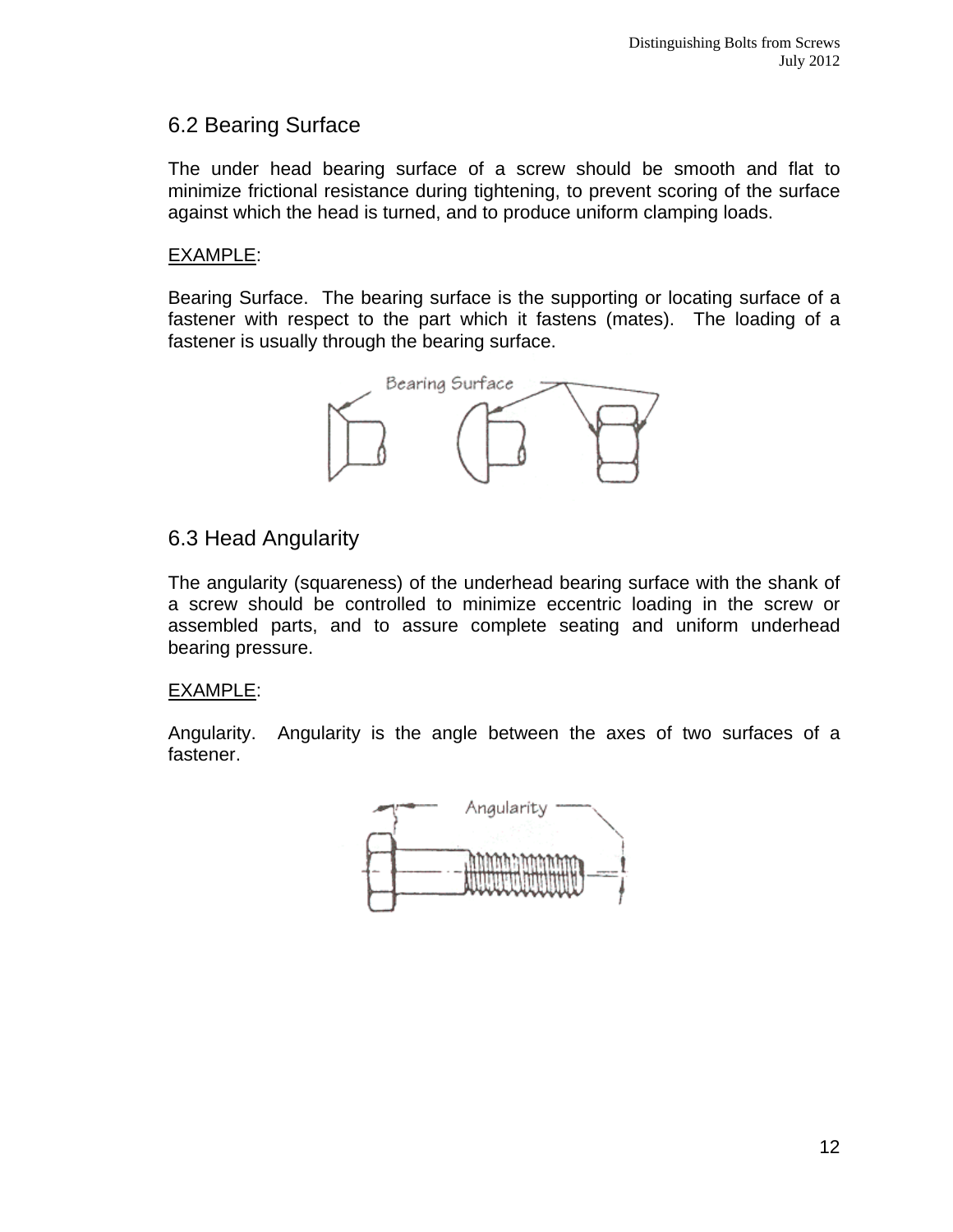## 6.2 Bearing Surface

The under head bearing surface of a screw should be smooth and flat to minimize frictional resistance during tightening, to prevent scoring of the surface against which the head is turned, and to produce uniform clamping loads.

EXAMPLE:

Bearing Surface. The bearing surface is the supporting or locating surface of a fastener with respect to the part which it fastens (mates). The loading of a fastener is usually through the bearing surface.

## 6.3 Head Angularity

The angularity (squareness) of the underhead bearing surface with the shank of a screw should be controlled to minimize eccentric loading in the screw or assembled parts, and to assure complete seating and uniform underhead bearing pressure.

EXAMPLE:

Angularity. Angularity is the angle between the axes of two surfaces of a fastener.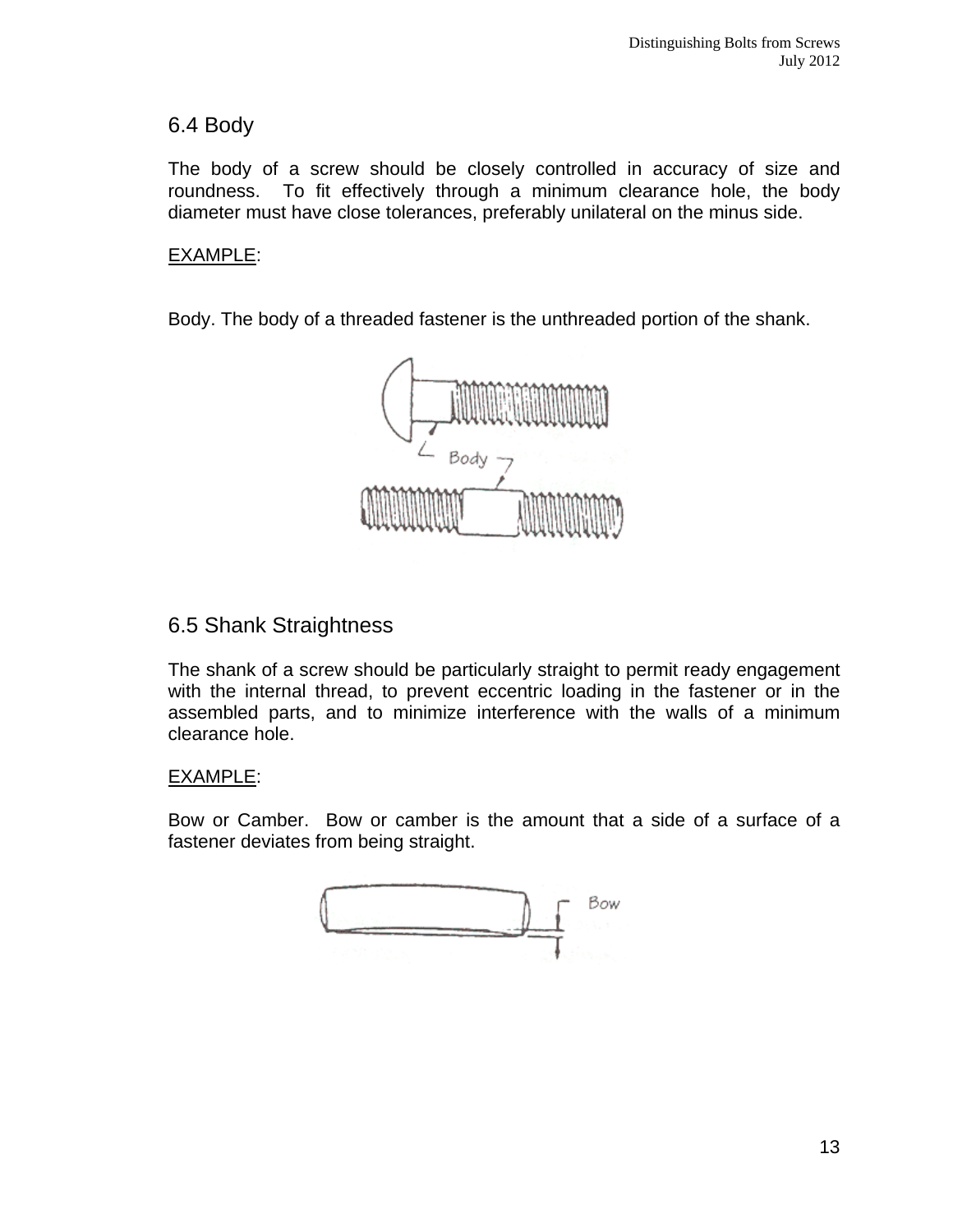## 6.4 Body

The body of a screw should be closely controlled in accuracy of size and roundness. To fit effectively through a minimum clearance hole, the body diameter must have close tolerances, preferably unilateral on the minus side.

EXAMPLE:

Body. The body of a threaded fastener is the unthreaded portion of the shank.

## 6.5 Shank Straightness

The shank of a screw should be particularly straight to permit ready engagement with the internal thread, to prevent eccentric loading in the fastener or in the assembled parts, and to minimize interference with the walls of a minimum clearance hole.

EXAMPLE:

Bow or Camber. Bow or camber is the amount that a side of a surface of a fastener deviates from being straight.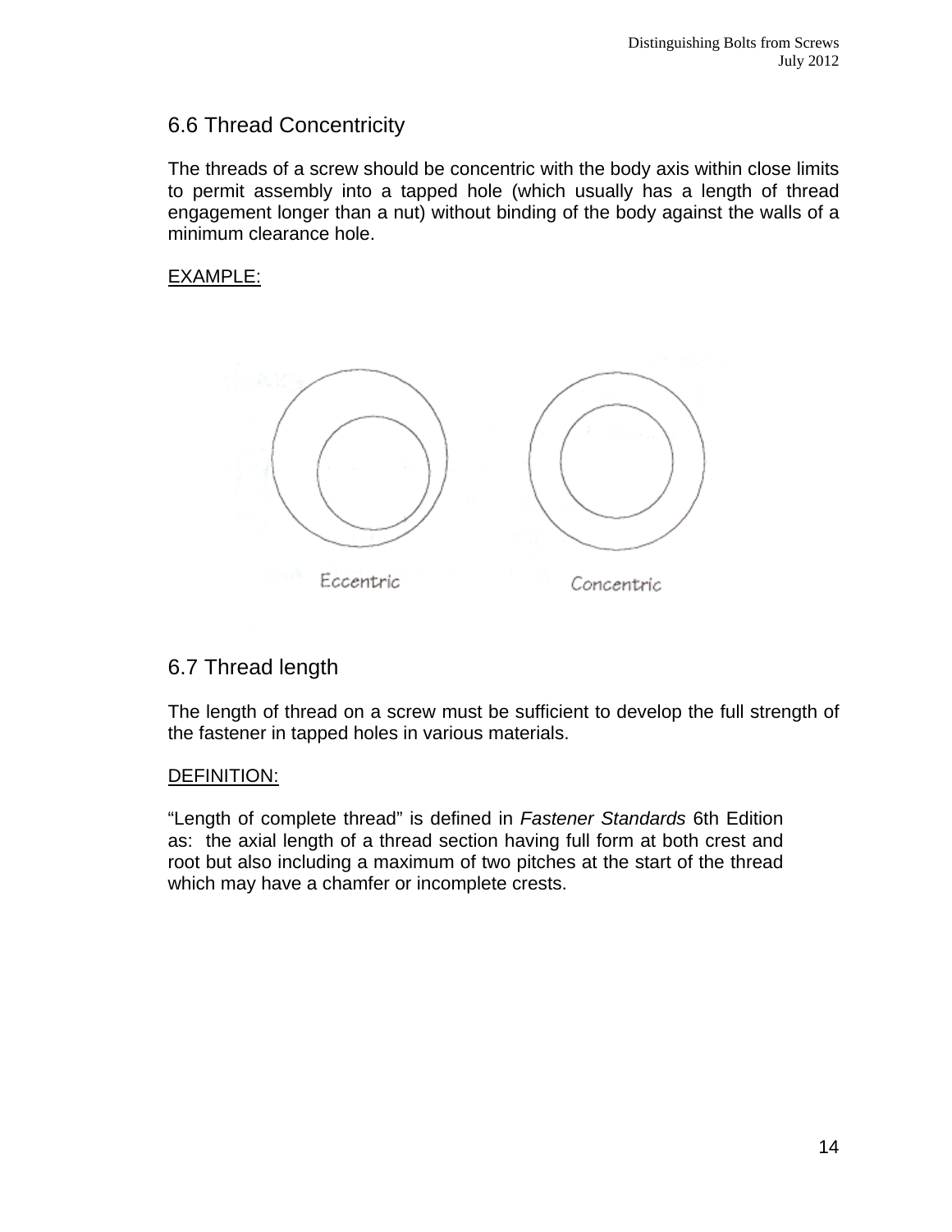## 6.6 Thread Concentricity

The threads of a screw should be concentric with the body axis within close limits to permit assembly into a tapped hole (which usually has a length of thread engagement longer than a nut) without binding of the body against the walls of a minimum clearance hole.

EXAMPLE:

Eccentric    Concentric

## 6.7 Thread length

The length of thread on a screw must be sufficient to develop the full strength of the fastener in tapped holes in various materials.

DEFINITION:

"Length of complete thread" is defined in *Fastener Standards* 6th Edition as: the axial length of a thread section having full form at both crest and root but also including a maximum of two pitches at the start of the thread which may have a chamfer or incomplete crests.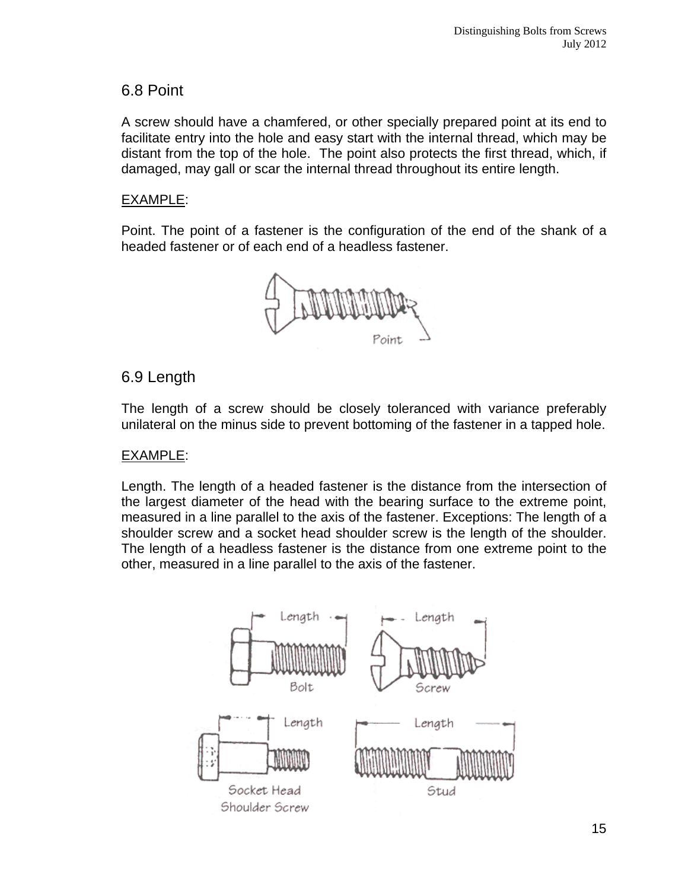## 6.8 Point

A screw should have a chamfered, or other specially prepared point at its end to facilitate entry into the hole and easy start with the internal thread, which may be distant from the top of the hole. The point also protects the first thread, which, if damaged, may gall or scar the internal thread throughout its entire length.

EXAMPLE:

Point. The point of a fastener is the configuration of the end of the shank of a headed fastener or of each end of a headless fastener.

## 6.9 Length

The length of a screw should be closely toleranced with variance preferably unilateral on the minus side to prevent bottoming of the fastener in a tapped hole.

EXAMPLE:

Length. The length of a headed fastener is the distance from the intersection of the largest diameter of the head with the bearing surface to the extreme point, measured in a line parallel to the axis of the fastener. Exceptions: The length of a shoulder screw and a socket head shoulder screw is the length of the shoulder. The length of a headless fastener is the distance from one extreme point to the other, measured in a line parallel to the axis of the fastener.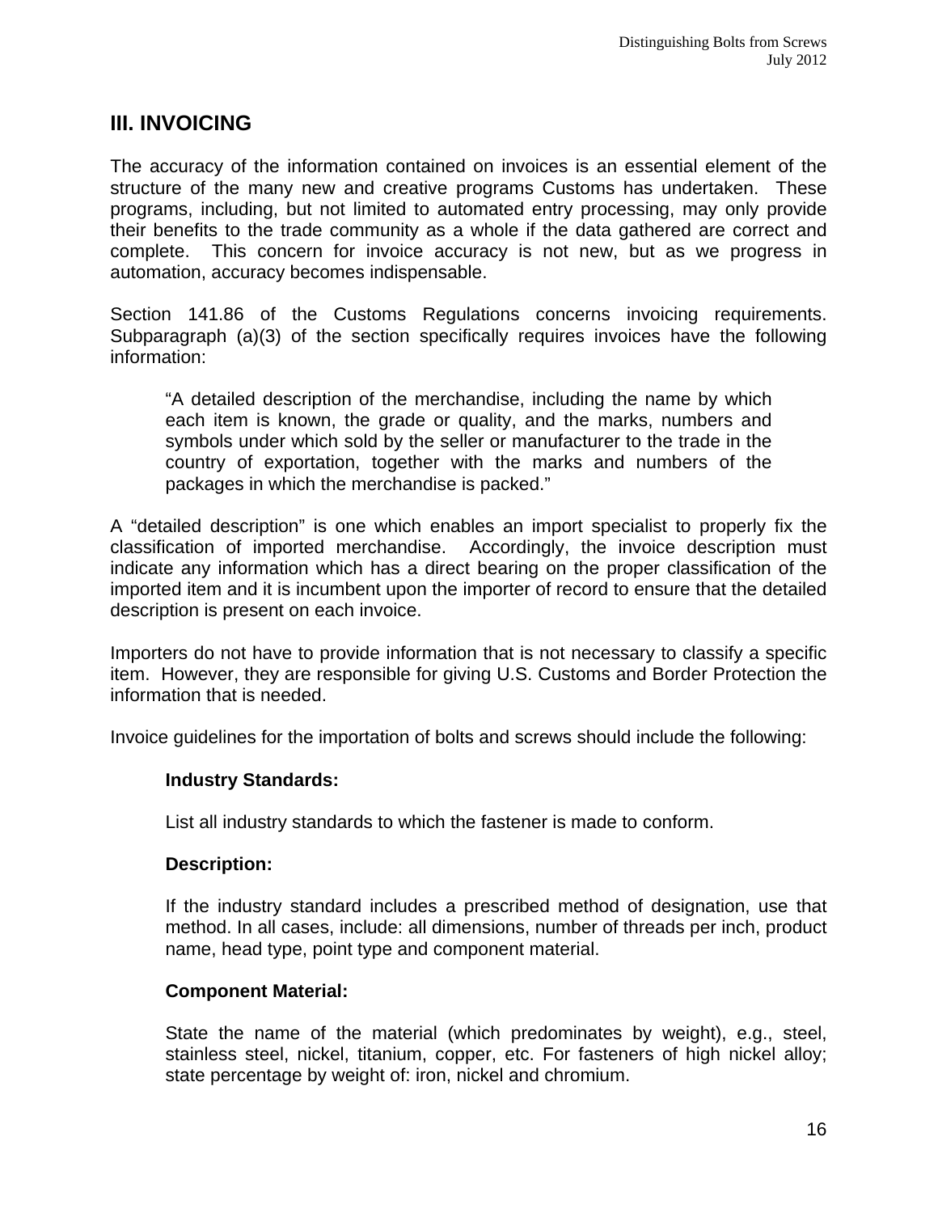## III. INVOICING

The accuracy of the information contained on invoices is an essential element of the structure of the many new and creative programs Customs has undertaken. These programs, including, but not limited to automated entry processing, may only provide their benefits to the trade community as a whole if the data gathered are correct and complete. This concern for invoice accuracy is not new, but as we progress in automation, accuracy becomes indispensable.

Section 141.86 of the Customs Regulations concerns invoicing requirements. Subparagraph (a)(3) of the section specifically requires invoices have the following information:

> "A detailed description of the merchandise, including the name by which each item is known, the grade or quality, and the marks, numbers and symbols under which sold by the seller or manufacturer to the trade in the country of exportation, together with the marks and numbers of the packages in which the merchandise is packed."

A "detailed description" is one which enables an import specialist to properly fix the classification of imported merchandise. Accordingly, the invoice description must indicate any information which has a direct bearing on the proper classification of the imported item and it is incumbent upon the importer of record to ensure that the detailed description is present on each invoice.

Importers do not have to provide information that is not necessary to classify a specific item. However, they are responsible for giving U.S. Customs and Border Protection the information that is needed.

Invoice guidelines for the importation of bolts and screws should include the following:

**Industry Standards:**

List all industry standards to which the fastener is made to conform.

**Description:**

If the industry standard includes a prescribed method of designation, use that method. In all cases, include: all dimensions, number of threads per inch, product name, head type, point type and component material.

**Component Material:**

State the name of the material (which predominates by weight), e.g., steel, stainless steel, nickel, titanium, copper, etc. For fasteners of high nickel alloy; state percentage by weight of: iron, nickel and chromium.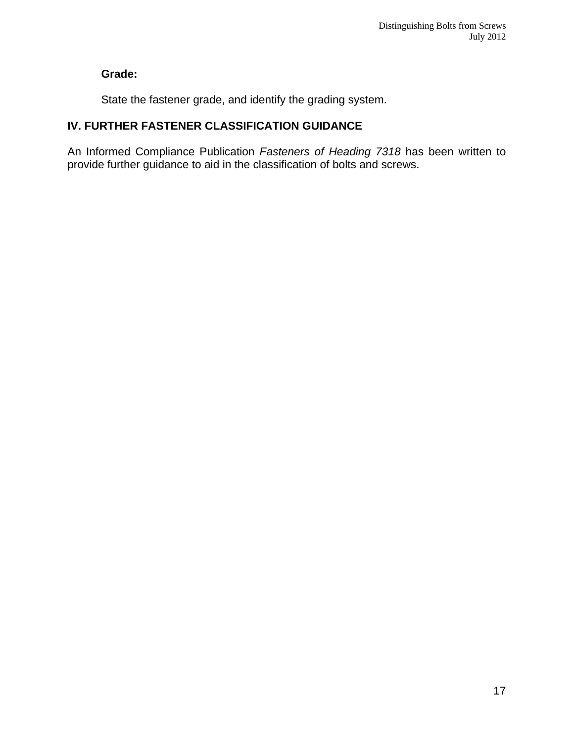**Grade:**

State the fastener grade, and identify the grading system.

## IV. FURTHER FASTENER CLASSIFICATION GUIDANCE

An Informed Compliance Publication *Fasteners of Heading 7318* has been written to provide further guidance to aid in the classification of bolts and screws.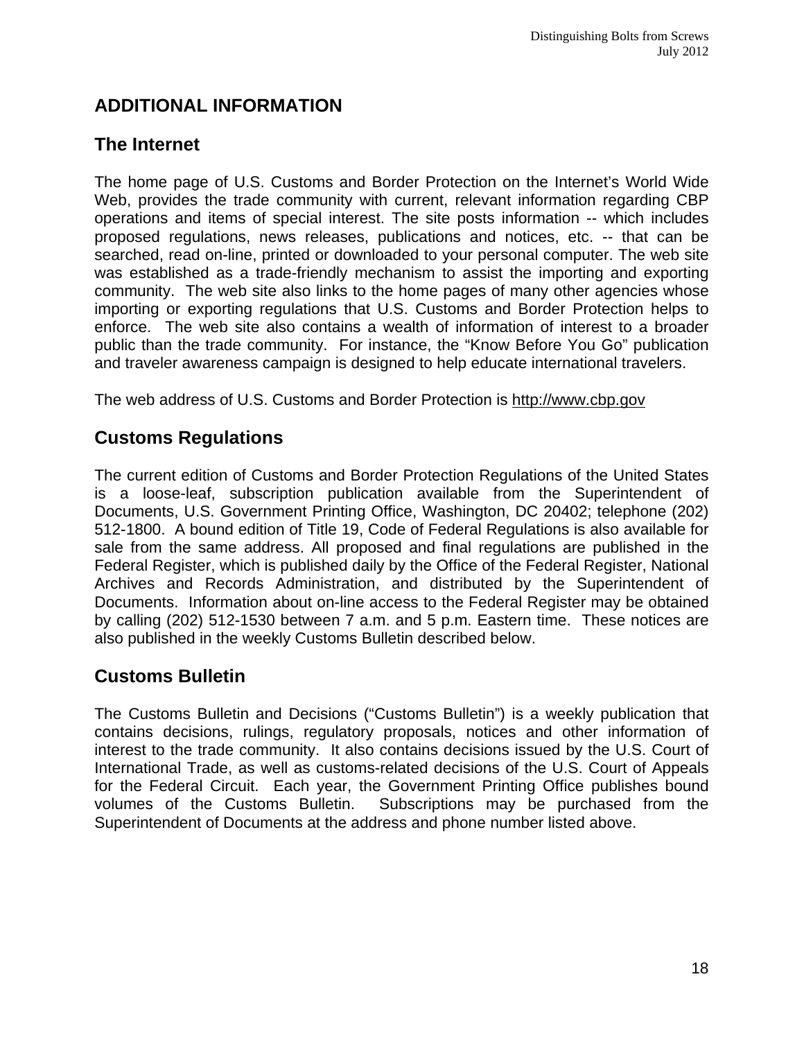# ADDITIONAL INFORMATION

## The Internet

The home page of U.S. Customs and Border Protection on the Internet's World Wide Web, provides the trade community with current, relevant information regarding CBP operations and items of special interest. The site posts information -- which includes proposed regulations, news releases, publications and notices, etc. -- that can be searched, read on-line, printed or downloaded to your personal computer. The web site was established as a trade-friendly mechanism to assist the importing and exporting community. The web site also links to the home pages of many other agencies whose importing or exporting regulations that U.S. Customs and Border Protection helps to enforce. The web site also contains a wealth of information of interest to a broader public than the trade community. For instance, the "Know Before You Go" publication and traveler awareness campaign is designed to help educate international travelers.

The web address of U.S. Customs and Border Protection is http://www.cbp.gov

## Customs Regulations

The current edition of Customs and Border Protection Regulations of the United States is a loose-leaf, subscription publication available from the Superintendent of Documents, U.S. Government Printing Office, Washington, DC 20402; telephone (202) 512-1800. A bound edition of Title 19, Code of Federal Regulations is also available for sale from the same address. All proposed and final regulations are published in the Federal Register, which is published daily by the Office of the Federal Register, National Archives and Records Administration, and distributed by the Superintendent of Documents. Information about on-line access to the Federal Register may be obtained by calling (202) 512-1530 between 7 a.m. and 5 p.m. Eastern time. These notices are also published in the weekly Customs Bulletin described below.

## Customs Bulletin

The Customs Bulletin and Decisions ("Customs Bulletin") is a weekly publication that contains decisions, rulings, regulatory proposals, notices and other information of interest to the trade community. It also contains decisions issued by the U.S. Court of International Trade, as well as customs-related decisions of the U.S. Court of Appeals for the Federal Circuit. Each year, the Government Printing Office publishes bound volumes of the Customs Bulletin. Subscriptions may be purchased from the Superintendent of Documents at the address and phone number listed above.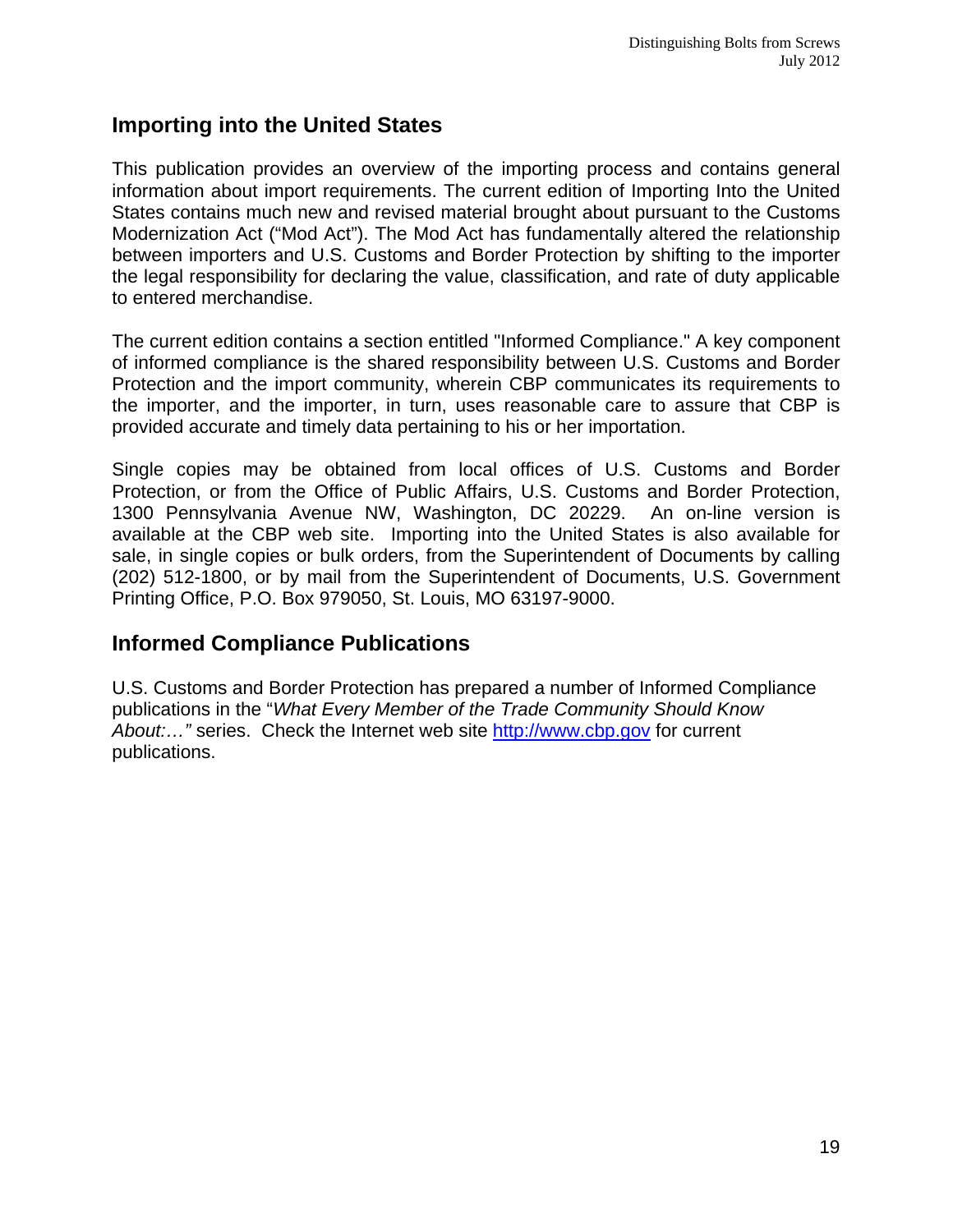## Importing into the United States

This publication provides an overview of the importing process and contains general information about import requirements. The current edition of Importing Into the United States contains much new and revised material brought about pursuant to the Customs Modernization Act ("Mod Act"). The Mod Act has fundamentally altered the relationship between importers and U.S. Customs and Border Protection by shifting to the importer the legal responsibility for declaring the value, classification, and rate of duty applicable to entered merchandise.

The current edition contains a section entitled "Informed Compliance." A key component of informed compliance is the shared responsibility between U.S. Customs and Border Protection and the import community, wherein CBP communicates its requirements to the importer, and the importer, in turn, uses reasonable care to assure that CBP is provided accurate and timely data pertaining to his or her importation.

Single copies may be obtained from local offices of U.S. Customs and Border Protection, or from the Office of Public Affairs, U.S. Customs and Border Protection, 1300 Pennsylvania Avenue NW, Washington, DC 20229. An on-line version is available at the CBP web site. Importing into the United States is also available for sale, in single copies or bulk orders, from the Superintendent of Documents by calling (202) 512-1800, or by mail from the Superintendent of Documents, U.S. Government Printing Office, P.O. Box 979050, St. Louis, MO 63197-9000.

## Informed Compliance Publications

U.S. Customs and Border Protection has prepared a number of Informed Compliance publications in the "*What Every Member of the Trade Community Should Know About:…"* series. Check the Internet web site [http://www.cbp.gov](http://www.cbp.gov) for current publications.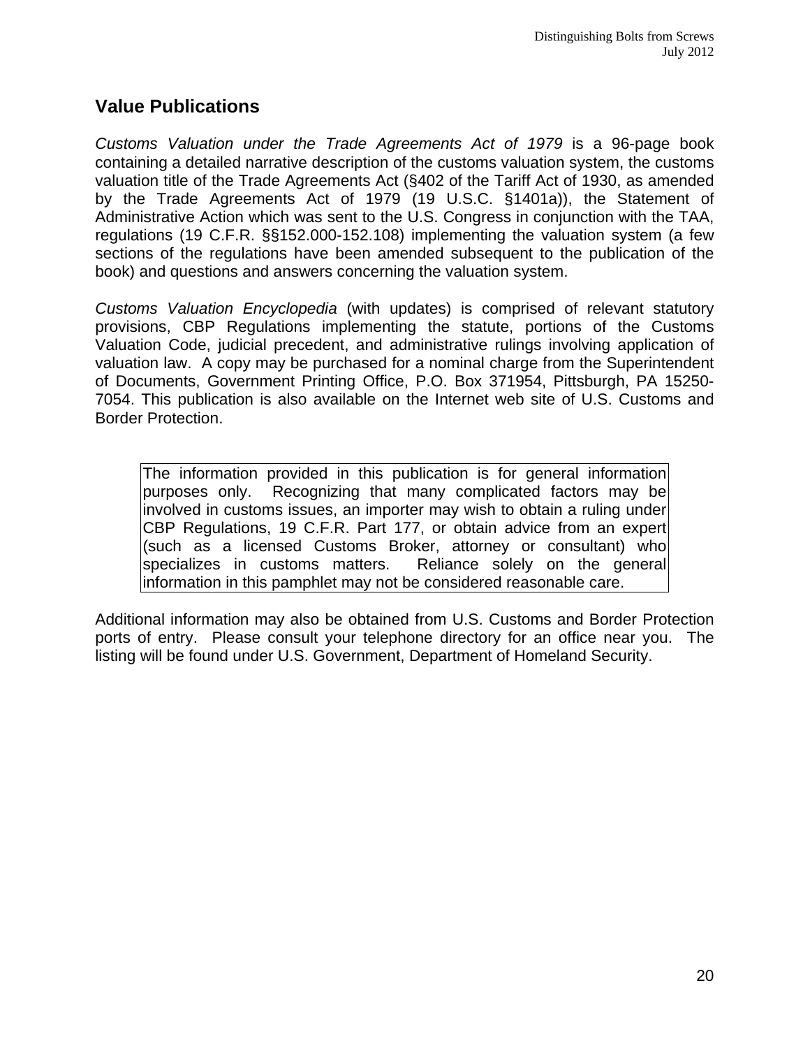## Value Publications

*Customs Valuation under the Trade Agreements Act of 1979* is a 96-page book containing a detailed narrative description of the customs valuation system, the customs valuation title of the Trade Agreements Act (§402 of the Tariff Act of 1930, as amended by the Trade Agreements Act of 1979 (19 U.S.C. §1401a)), the Statement of Administrative Action which was sent to the U.S. Congress in conjunction with the TAA, regulations (19 C.F.R. §§152.000-152.108) implementing the valuation system (a few sections of the regulations have been amended subsequent to the publication of the book) and questions and answers concerning the valuation system.

*Customs Valuation Encyclopedia* (with updates) is comprised of relevant statutory provisions, CBP Regulations implementing the statute, portions of the Customs Valuation Code, judicial precedent, and administrative rulings involving application of valuation law. A copy may be purchased for a nominal charge from the Superintendent of Documents, Government Printing Office, P.O. Box 371954, Pittsburgh, PA 15250-7054. This publication is also available on the Internet web site of U.S. Customs and Border Protection.

> The information provided in this publication is for general information purposes only. Recognizing that many complicated factors may be involved in customs issues, an importer may wish to obtain a ruling under CBP Regulations, 19 C.F.R. Part 177, or obtain advice from an expert (such as a licensed Customs Broker, attorney or consultant) who specializes in customs matters. Reliance solely on the general information in this pamphlet may not be considered reasonable care.

Additional information may also be obtained from U.S. Customs and Border Protection ports of entry. Please consult your telephone directory for an office near you. The listing will be found under U.S. Government, Department of Homeland Security.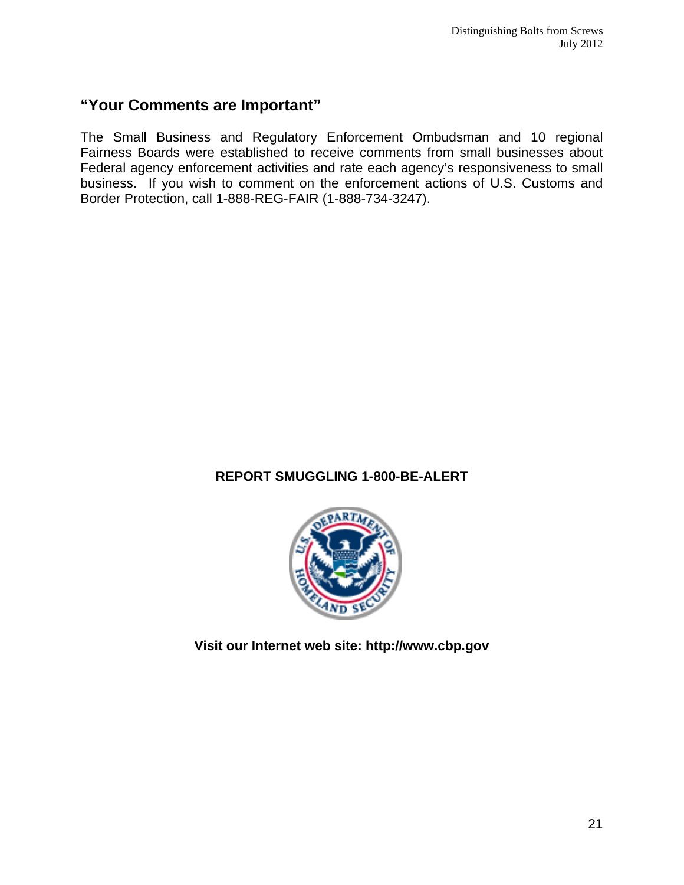## "Your Comments are Important"

The Small Business and Regulatory Enforcement Ombudsman and 10 regional Fairness Boards were established to receive comments from small businesses about Federal agency enforcement activities and rate each agency's responsiveness to small business. If you wish to comment on the enforcement actions of U.S. Customs and Border Protection, call 1-888-REG-FAIR (1-888-734-3247).

**REPORT SMUGGLING 1-800-BE-ALERT**

**Visit our Internet web site: http://www.cbp.gov**